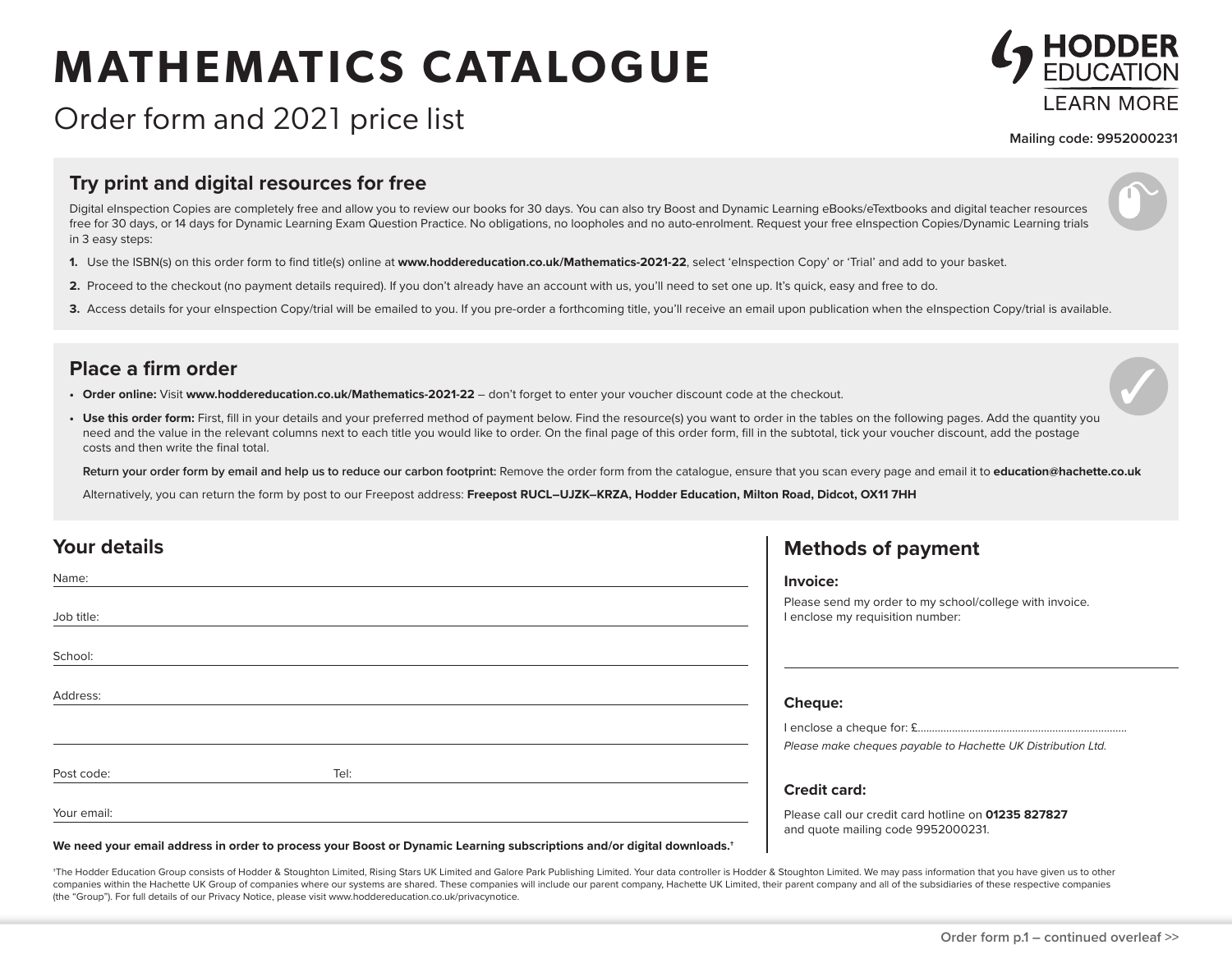# MATHEMATICS CATALOGUE

Order form and 2021 price list

HODDER EDUCATION
LEARN MORE

**Mailing code: 9952000231**

## Try print and digital resources for free

Digital eInspection Copies are completely free and allow you to review our books for 30 days. You can also try Boost and Dynamic Learning eBooks/eTextbooks and digital teacher resources free for 30 days, or 14 days for Dynamic Learning Exam Question Practice. No obligations, no loopholes and no auto-enrolment. Request your free eInspection Copies/Dynamic Learning trials in 3 easy steps:

1. Use the ISBN(s) on this order form to find title(s) online at **www.hoddereducation.co.uk/Mathematics-2021-22**, select 'eInspection Copy' or 'Trial' and add to your basket.
2. Proceed to the checkout (no payment details required). If you don't already have an account with us, you'll need to set one up. It's quick, easy and free to do.
3. Access details for your eInspection Copy/trial will be emailed to you. If you pre-order a forthcoming title, you'll receive an email upon publication when the eInspection Copy/trial is available.

## Place a firm order

- **Order online:** Visit **www.hoddereducation.co.uk/Mathematics-2021-22** – don't forget to enter your voucher discount code at the checkout.
- **Use this order form:** First, fill in your details and your preferred method of payment below. Find the resource(s) you want to order in the tables on the following pages. Add the quantity you need and the value in the relevant columns next to each title you would like to order. On the final page of this order form, fill in the subtotal, tick your voucher discount, add the postage costs and then write the final total.

**Return your order form by email and help us to reduce our carbon footprint:** Remove the order form from the catalogue, ensure that you scan every page and email it to **education@hachette.co.uk**

Alternatively, you can return the form by post to our Freepost address: **Freepost RUCL–UJZK–KRZA, Hodder Education, Milton Road, Didcot, OX11 7HH**

## Your details

Name:

Job title:

School:

Address:

Post code: Tel:

Your email:

**We need your email address in order to process your Boost or Dynamic Learning subscriptions and/or digital downloads.†**

## Methods of payment

### Invoice:

Please send my order to my school/college with invoice.
I enclose my requisition number:

### Cheque:

I enclose a cheque for: £.........................................................................

*Please make cheques payable to Hachette UK Distribution Ltd.*

### Credit card:

Please call our credit card hotline on **01235 827827** and quote mailing code 9952000231.

†The Hodder Education Group consists of Hodder & Stoughton Limited, Rising Stars UK Limited and Galore Park Publishing Limited. Your data controller is Hodder & Stoughton Limited. We may pass information that you have given us to other companies within the Hachette UK Group of companies where our systems are shared. These companies will include our parent company, Hachette UK Limited, their parent company and all of the subsidiaries of these respective companies (the "Group"). For full details of our Privacy Notice, please visit www.hoddereducation.co.uk/privacynotice.

Order form p.1 – continued overleaf >>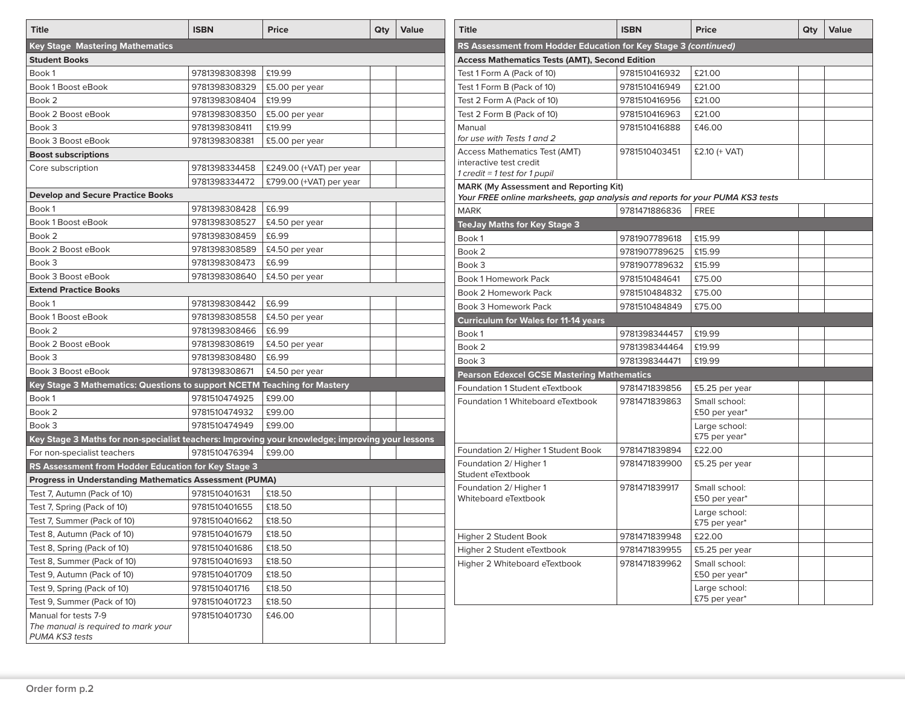| Title | ISBN | Price | Qty | Value |
| --- | --- | --- | --- | --- |
| **Key Stage  Mastering Mathematics** | | | | |
| **Student Books** | | | | |
| Book 1 | 9781398308398 | £19.99 | | |
| Book 1 Boost eBook | 9781398308329 | £5.00 per year | | |
| Book 2 | 9781398308404 | £19.99 | | |
| Book 2 Boost eBook | 9781398308350 | £5.00 per year | | |
| Book 3 | 9781398308411 | £19.99 | | |
| Book 3 Boost eBook | 9781398308381 | £5.00 per year | | |
| **Boost subscriptions** | | | | |
| Core subscription | 9781398334458 | £249.00 (+VAT) per year | | |
| | 9781398334472 | £799.00 (+VAT) per year | | |
| **Develop and Secure Practice Books** | | | | |
| Book 1 | 9781398308428 | £6.99 | | |
| Book 1 Boost eBook | 9781398308527 | £4.50 per year | | |
| Book 2 | 9781398308459 | £6.99 | | |
| Book 2 Boost eBook | 9781398308589 | £4.50 per year | | |
| Book 3 | 9781398308473 | £6.99 | | |
| Book 3 Boost eBook | 9781398308640 | £4.50 per year | | |
| **Extend Practice Books** | | | | |
| Book 1 | 9781398308442 | £6.99 | | |
| Book 1 Boost eBook | 9781398308558 | £4.50 per year | | |
| Book 2 | 9781398308466 | £6.99 | | |
| Book 2 Boost eBook | 9781398308619 | £4.50 per year | | |
| Book 3 | 9781398308480 | £6.99 | | |
| Book 3 Boost eBook | 9781398308671 | £4.50 per year | | |
| **Key Stage 3 Mathematics: Questions to support NCETM Teaching for Mastery** | | | | |
| Book 1 | 9781510474925 | £99.00 | | |
| Book 2 | 9781510474932 | £99.00 | | |
| Book 3 | 9781510474949 | £99.00 | | |
| **Key Stage 3 Maths for non-specialist teachers: Improving your knowledge; improving your lessons** | | | | |
| For non-specialist teachers | 9781510476394 | £99.00 | | |
| **RS Assessment from Hodder Education for Key Stage 3** | | | | |
| **Progress in Understanding Mathematics Assessment (PUMA)** | | | | |
| Test 7, Autumn (Pack of 10) | 9781510401631 | £18.50 | | |
| Test 7, Spring (Pack of 10) | 9781510401655 | £18.50 | | |
| Test 7, Summer (Pack of 10) | 9781510401662 | £18.50 | | |
| Test 8, Autumn (Pack of 10) | 9781510401679 | £18.50 | | |
| Test 8, Spring (Pack of 10) | 9781510401686 | £18.50 | | |
| Test 8, Summer (Pack of 10) | 9781510401693 | £18.50 | | |
| Test 9, Autumn (Pack of 10) | 9781510401709 | £18.50 | | |
| Test 9, Spring (Pack of 10) | 9781510401716 | £18.50 | | |
| Test 9, Summer (Pack of 10) | 9781510401723 | £18.50 | | |
| Manual for tests 7-9 *The manual is required to mark your PUMA KS3 tests* | 9781510401730 | £46.00 | | |

| Title | ISBN | Price | Qty | Value |
| --- | --- | --- | --- | --- |
| **RS Assessment from Hodder Education for Key Stage 3 *(continued)*** | | | | |
| **Access Mathematics Tests (AMT), Second Edition** | | | | |
| Test 1 Form A (Pack of 10) | 9781510416932 | £21.00 | | |
| Test 1 Form B (Pack of 10) | 9781510416949 | £21.00 | | |
| Test 2 Form A (Pack of 10) | 9781510416956 | £21.00 | | |
| Test 2 Form B (Pack of 10) | 9781510416963 | £21.00 | | |
| Manual *for use with Tests 1 and 2* | 9781510416888 | £46.00 | | |
| Access Mathematics Test (AMT) interactive test credit *1 credit = 1 test for 1 pupil* | 9781510403451 | £2.10 (+ VAT) | | |
| **MARK (My Assessment and Reporting Kit)** *Your FREE online marksheets, gap analysis and reports for your PUMA KS3 tests* | | | | |
| MARK | 9781471886836 | FREE | | |
| **TeeJay Maths for Key Stage 3** | | | | |
| Book 1 | 9781907789618 | £15.99 | | |
| Book 2 | 9781907789625 | £15.99 | | |
| Book 3 | 9781907789632 | £15.99 | | |
| Book 1 Homework Pack | 9781510484641 | £75.00 | | |
| Book 2 Homework Pack | 9781510484832 | £75.00 | | |
| Book 3 Homework Pack | 9781510484849 | £75.00 | | |
| **Curriculum for Wales for 11-14 years** | | | | |
| Book 1 | 9781398344457 | £19.99 | | |
| Book 2 | 9781398344464 | £19.99 | | |
| Book 3 | 9781398344471 | £19.99 | | |
| **Pearson Edexcel GCSE Mastering Mathematics** | | | | |
| Foundation 1 Student eTextbook | 9781471839856 | £5.25 per year | | |
| Foundation 1 Whiteboard eTextbook | 9781471839863 | Small school: £50 per year* | | |
| | | Large school: £75 per year* | | |
| Foundation 2/ Higher 1 Student Book | 9781471839894 | £22.00 | | |
| Foundation 2/ Higher 1 Student eTextbook | 9781471839900 | £5.25 per year | | |
| Foundation 2/ Higher 1 Whiteboard eTextbook | 9781471839917 | Small school: £50 per year* | | |
| | | Large school: £75 per year* | | |
| Higher 2 Student Book | 9781471839948 | £22.00 | | |
| Higher 2 Student eTextbook | 9781471839955 | £5.25 per year | | |
| Higher 2 Whiteboard eTextbook | 9781471839962 | Small school: £50 per year* | | |
| | | Large school: £75 per year* | | |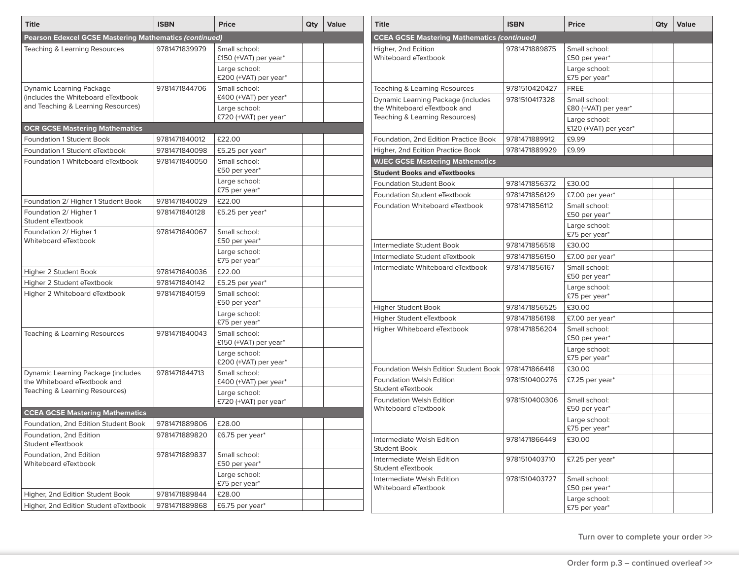| Title | ISBN | Price | Qty | Value |
|---|---|---|---|---|
| **Pearson Edexcel GCSE Mastering Mathematics *(continued)*** | | | | |
| Teaching & Learning Resources | 9781471839979 | Small school: £150 (+VAT) per year* | | |
| | | Large school: £200 (+VAT) per year* | | |
| Dynamic Learning Package (includes the Whiteboard eTextbook and Teaching & Learning Resources) | 9781471844706 | Small school: £400 (+VAT) per year* | | |
| | | Large school: £720 (+VAT) per year* | | |
| **OCR GCSE Mastering Mathematics** | | | | |
| Foundation 1 Student Book | 9781471840012 | £22.00 | | |
| Foundation 1 Student eTextbook | 9781471840098 | £5.25 per year* | | |
| Foundation 1 Whiteboard eTextbook | 9781471840050 | Small school: £50 per year* | | |
| | | Large school: £75 per year* | | |
| Foundation 2/ Higher 1 Student Book | 9781471840029 | £22.00 | | |
| Foundation 2/ Higher 1 Student eTextbook | 9781471840128 | £5.25 per year* | | |
| Foundation 2/ Higher 1 Whiteboard eTextbook | 9781471840067 | Small school: £50 per year* | | |
| | | Large school: £75 per year* | | |
| Higher 2 Student Book | 9781471840036 | £22.00 | | |
| Higher 2 Student eTextbook | 9781471840142 | £5.25 per year* | | |
| Higher 2 Whiteboard eTextbook | 9781471840159 | Small school: £50 per year* | | |
| | | Large school: £75 per year* | | |
| Teaching & Learning Resources | 9781471840043 | Small school: £150 (+VAT) per year* | | |
| | | Large school: £200 (+VAT) per year* | | |
| Dynamic Learning Package (includes the Whiteboard eTextbook and Teaching & Learning Resources) | 9781471844713 | Small school: £400 (+VAT) per year* | | |
| | | Large school: £720 (+VAT) per year* | | |
| **CCEA GCSE Mastering Mathematics** | | | | |
| Foundation, 2nd Edition Student Book | 9781471889806 | £28.00 | | |
| Foundation, 2nd Edition Student eTextbook | 9781471889820 | £6.75 per year* | | |
| Foundation, 2nd Edition Whiteboard eTextbook | 9781471889837 | Small school: £50 per year* | | |
| | | Large school: £75 per year* | | |
| Higher, 2nd Edition Student Book | 9781471889844 | £28.00 | | |
| Higher, 2nd Edition Student eTextbook | 9781471889868 | £6.75 per year* | | |

| Title | ISBN | Price | Qty | Value |
|---|---|---|---|---|
| **CCEA GCSE Mastering Mathematics *(continued)*** | | | | |
| Higher, 2nd Edition Whiteboard eTextbook | 9781471889875 | Small school: £50 per year* | | |
| | | Large school: £75 per year* | | |
| Teaching & Learning Resources | 9781510420427 | FREE | | |
| Dynamic Learning Package (includes the Whiteboard eTextbook and Teaching & Learning Resources) | 9781510417328 | Small school: £80 (+VAT) per year* | | |
| | | Large school: £120 (+VAT) per year* | | |
| Foundation, 2nd Edition Practice Book | 9781471889912 | £9.99 | | |
| Higher, 2nd Edition Practice Book | 9781471889929 | £9.99 | | |
| **WJEC GCSE Mastering Mathematics** | | | | |
| **Student Books and eTextbooks** | | | | |
| Foundation Student Book | 9781471856372 | £30.00 | | |
| Foundation Student eTextbook | 9781471856129 | £7.00 per year* | | |
| Foundation Whiteboard eTextbook | 9781471856112 | Small school: £50 per year* | | |
| | | Large school: £75 per year* | | |
| Intermediate Student Book | 9781471856518 | £30.00 | | |
| Intermediate Student eTextbook | 9781471856150 | £7.00 per year* | | |
| Intermediate Whiteboard eTextbook | 9781471856167 | Small school: £50 per year* | | |
| | | Large school: £75 per year* | | |
| Higher Student Book | 9781471856525 | £30.00 | | |
| Higher Student eTextbook | 9781471856198 | £7.00 per year* | | |
| Higher Whiteboard eTextbook | 9781471856204 | Small school: £50 per year* | | |
| | | Large school: £75 per year* | | |
| Foundation Welsh Edition Student Book | 9781471866418 | £30.00 | | |
| Foundation Welsh Edition Student eTextbook | 9781510400276 | £7.25 per year* | | |
| Foundation Welsh Edition Whiteboard eTextbook | 9781510400306 | Small school: £50 per year* | | |
| | | Large school: £75 per year* | | |
| Intermediate Welsh Edition Student Book | 9781471866449 | £30.00 | | |
| Intermediate Welsh Edition Student eTextbook | 9781510403710 | £7.25 per year* | | |
| Intermediate Welsh Edition Whiteboard eTextbook | 9781510403727 | Small school: £50 per year* | | |
| | | Large school: £75 per year* | | |

Turn over to complete your order >>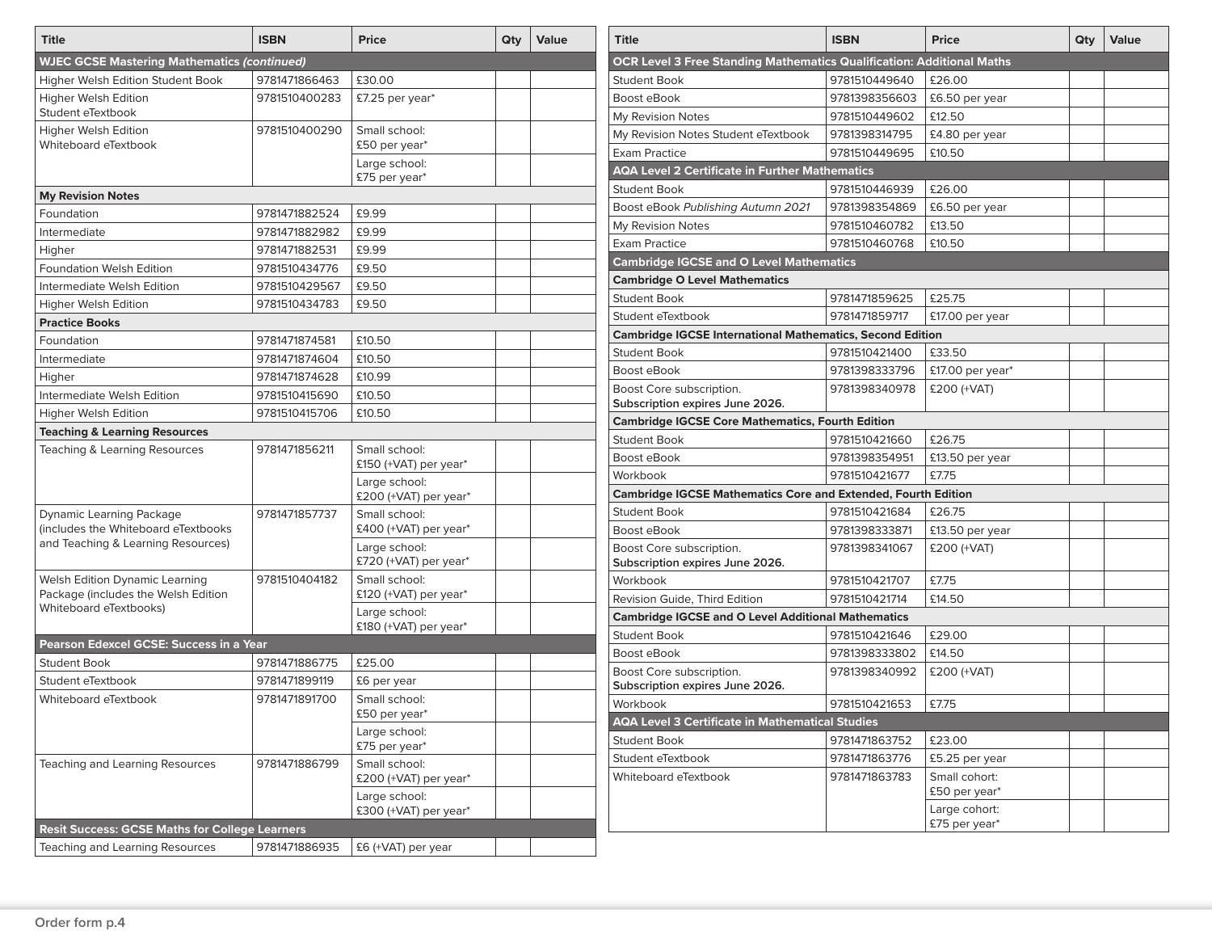| Title | ISBN | Price | Qty | Value |
|---|---|---|---|---|
| **WJEC GCSE Mastering Mathematics *(continued)*** | | | | |
| Higher Welsh Edition Student Book | 9781471866463 | £30.00 | | |
| Higher Welsh Edition Student eTextbook | 9781510400283 | £7.25 per year* | | |
| Higher Welsh Edition Whiteboard eTextbook | 9781510400290 | Small school: £50 per year* | | |
| | | Large school: £75 per year* | | |
| **My Revision Notes** | | | | |
| Foundation | 9781471882524 | £9.99 | | |
| Intermediate | 9781471882982 | £9.99 | | |
| Higher | 9781471882531 | £9.99 | | |
| Foundation Welsh Edition | 9781510434776 | £9.50 | | |
| Intermediate Welsh Edition | 9781510429567 | £9.50 | | |
| Higher Welsh Edition | 9781510434783 | £9.50 | | |
| **Practice Books** | | | | |
| Foundation | 9781471874581 | £10.50 | | |
| Intermediate | 9781471874604 | £10.50 | | |
| Higher | 9781471874628 | £10.99 | | |
| Intermediate Welsh Edition | 9781510415690 | £10.50 | | |
| Higher Welsh Edition | 9781510415706 | £10.50 | | |
| **Teaching & Learning Resources** | | | | |
| Teaching & Learning Resources | 9781471856211 | Small school: £150 (+VAT) per year* | | |
| | | Large school: £200 (+VAT) per year* | | |
| Dynamic Learning Package (includes the Whiteboard eTextbooks and Teaching & Learning Resources) | 9781471857737 | Small school: £400 (+VAT) per year* | | |
| | | Large school: £720 (+VAT) per year* | | |
| Welsh Edition Dynamic Learning Package (includes the Welsh Edition Whiteboard eTextbooks) | 9781510404182 | Small school: £120 (+VAT) per year* | | |
| | | Large school: £180 (+VAT) per year* | | |
| **Pearson Edexcel GCSE: Success in a Year** | | | | |
| Student Book | 9781471886775 | £25.00 | | |
| Student eTextbook | 9781471899119 | £6 per year | | |
| Whiteboard eTextbook | 9781471891700 | Small school: £50 per year* | | |
| | | Large school: £75 per year* | | |
| Teaching and Learning Resources | 9781471886799 | Small school: £200 (+VAT) per year* | | |
| | | Large school: £300 (+VAT) per year* | | |
| **Resit Success: GCSE Maths for College Learners** | | | | |
| Teaching and Learning Resources | 9781471886935 | £6 (+VAT) per year | | |

| Title | ISBN | Price | Qty | Value |
|---|---|---|---|---|
| **OCR Level 3 Free Standing Mathematics Qualification: Additional Maths** | | | | |
| Student Book | 9781510449640 | £26.00 | | |
| Boost eBook | 9781398356603 | £6.50 per year | | |
| My Revision Notes | 9781510449602 | £12.50 | | |
| My Revision Notes Student eTextbook | 9781398314795 | £4.80 per year | | |
| Exam Practice | 9781510449695 | £10.50 | | |
| **AQA Level 2 Certificate in Further Mathematics** | | | | |
| Student Book | 9781510446939 | £26.00 | | |
| Boost eBook *Publishing Autumn 2021* | 9781398354869 | £6.50 per year | | |
| My Revision Notes | 9781510460782 | £13.50 | | |
| Exam Practice | 9781510460768 | £10.50 | | |
| **Cambridge IGCSE and O Level Mathematics** | | | | |
| **Cambridge O Level Mathematics** | | | | |
| Student Book | 9781471859625 | £25.75 | | |
| Student eTextbook | 9781471859717 | £17.00 per year | | |
| **Cambridge IGCSE International Mathematics, Second Edition** | | | | |
| Student Book | 9781510421400 | £33.50 | | |
| Boost eBook | 9781398333796 | £17.00 per year* | | |
| Boost Core subscription. **Subscription expires June 2026.** | 9781398340978 | £200 (+VAT) | | |
| **Cambridge IGCSE Core Mathematics, Fourth Edition** | | | | |
| Student Book | 9781510421660 | £26.75 | | |
| Boost eBook | 9781398354951 | £13.50 per year | | |
| Workbook | 9781510421677 | £7.75 | | |
| **Cambridge IGCSE Mathematics Core and Extended, Fourth Edition** | | | | |
| Student Book | 9781510421684 | £26.75 | | |
| Boost eBook | 9781398333871 | £13.50 per year | | |
| Boost Core subscription. **Subscription expires June 2026.** | 9781398341067 | £200 (+VAT) | | |
| Workbook | 9781510421707 | £7.75 | | |
| Revision Guide, Third Edition | 9781510421714 | £14.50 | | |
| **Cambridge IGCSE and O Level Additional Mathematics** | | | | |
| Student Book | 9781510421646 | £29.00 | | |
| Boost eBook | 9781398333802 | £14.50 | | |
| Boost Core subscription. **Subscription expires June 2026.** | 9781398340992 | £200 (+VAT) | | |
| Workbook | 9781510421653 | £7.75 | | |
| **AQA Level 3 Certificate in Mathematical Studies** | | | | |
| Student Book | 9781471863752 | £23.00 | | |
| Student eTextbook | 9781471863776 | £5.25 per year | | |
| Whiteboard eTextbook | 9781471863783 | Small cohort: £50 per year* | | |
| | | Large cohort: £75 per year* | | |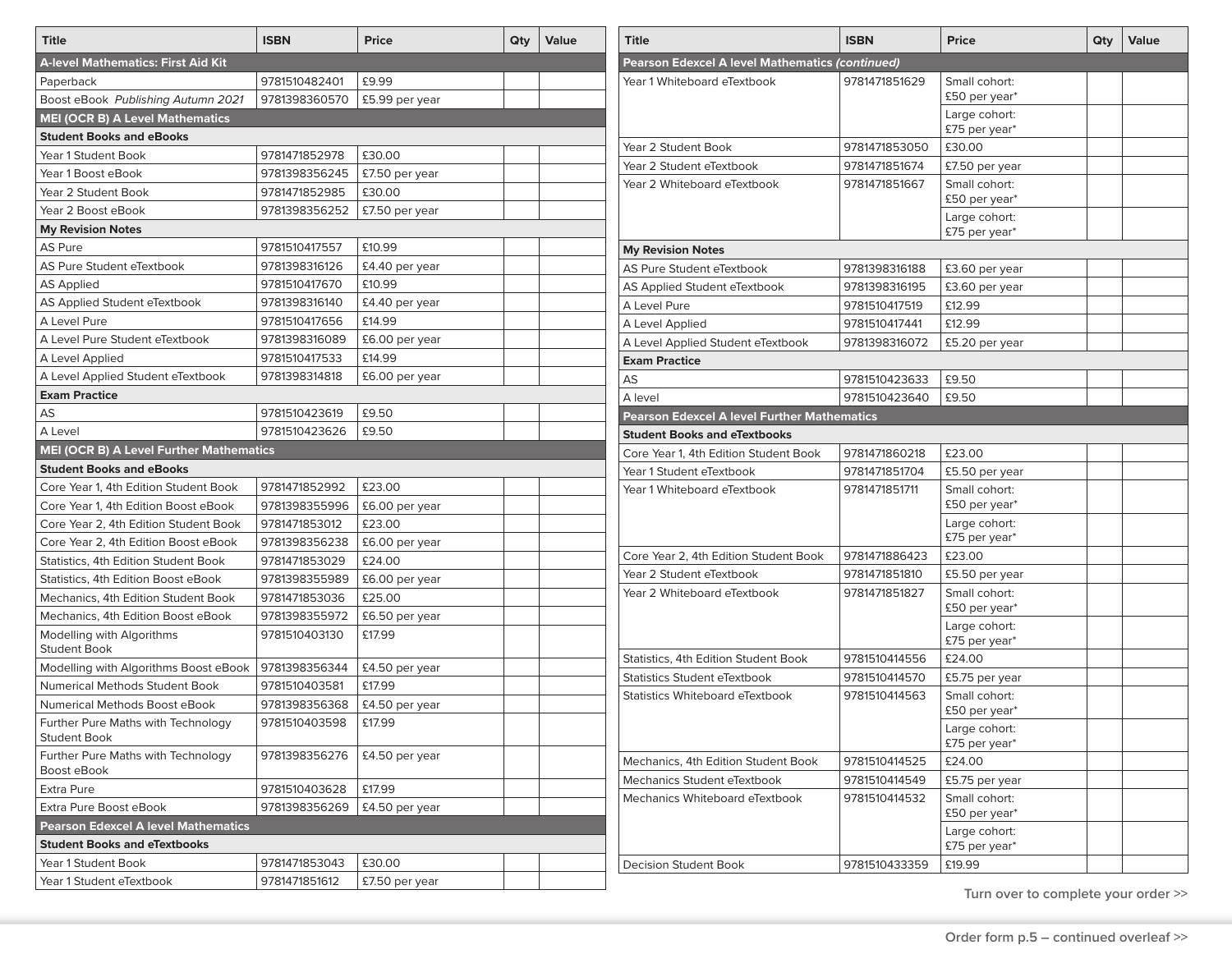| Title | ISBN | Price | Qty | Value |
| --- | --- | --- | --- | --- |
| **A-level Mathematics: First Aid Kit** | | | | |
| Paperback | 9781510482401 | £9.99 | | |
| Boost eBook *Publishing Autumn 2021* | 9781398360570 | £5.99 per year | | |
| **MEI (OCR B) A Level Mathematics** | | | | |
| **Student Books and eBooks** | | | | |
| Year 1 Student Book | 9781471852978 | £30.00 | | |
| Year 1 Boost eBook | 9781398356245 | £7.50 per year | | |
| Year 2 Student Book | 9781471852985 | £30.00 | | |
| Year 2 Boost eBook | 9781398356252 | £7.50 per year | | |
| **My Revision Notes** | | | | |
| AS Pure | 9781510417557 | £10.99 | | |
| AS Pure Student eTextbook | 9781398316126 | £4.40 per year | | |
| AS Applied | 9781510417670 | £10.99 | | |
| AS Applied Student eTextbook | 9781398316140 | £4.40 per year | | |
| A Level Pure | 9781510417656 | £14.99 | | |
| A Level Pure Student eTextbook | 9781398316089 | £6.00 per year | | |
| A Level Applied | 9781510417533 | £14.99 | | |
| A Level Applied Student eTextbook | 9781398314818 | £6.00 per year | | |
| **Exam Practice** | | | | |
| AS | 9781510423619 | £9.50 | | |
| A Level | 9781510423626 | £9.50 | | |
| **MEI (OCR B) A Level Further Mathematics** | | | | |
| **Student Books and eBooks** | | | | |
| Core Year 1, 4th Edition Student Book | 9781471852992 | £23.00 | | |
| Core Year 1, 4th Edition Boost eBook | 9781398355996 | £6.00 per year | | |
| Core Year 2, 4th Edition Student Book | 9781471853012 | £23.00 | | |
| Core Year 2, 4th Edition Boost eBook | 9781398356238 | £6.00 per year | | |
| Statistics, 4th Edition Student Book | 9781471853029 | £24.00 | | |
| Statistics, 4th Edition Boost eBook | 9781398355989 | £6.00 per year | | |
| Mechanics, 4th Edition Student Book | 9781471853036 | £25.00 | | |
| Mechanics, 4th Edition Boost eBook | 9781398355972 | £6.50 per year | | |
| Modelling with Algorithms Student Book | 9781510403130 | £17.99 | | |
| Modelling with Algorithms Boost eBook | 9781398356344 | £4.50 per year | | |
| Numerical Methods Student Book | 9781510403581 | £17.99 | | |
| Numerical Methods Boost eBook | 9781398356368 | £4.50 per year | | |
| Further Pure Maths with Technology Student Book | 9781510403598 | £17.99 | | |
| Further Pure Maths with Technology Boost eBook | 9781398356276 | £4.50 per year | | |
| Extra Pure | 9781510403628 | £17.99 | | |
| Extra Pure Boost eBook | 9781398356269 | £4.50 per year | | |
| **Pearson Edexcel A level Mathematics** | | | | |
| **Student Books and eTextbooks** | | | | |
| Year 1 Student Book | 9781471853043 | £30.00 | | |
| Year 1 Student eTextbook | 9781471851612 | £7.50 per year | | |

| Title | ISBN | Price | Qty | Value |
| --- | --- | --- | --- | --- |
| **Pearson Edexcel A level Mathematics *(continued)*** | | | | |
| Year 1 Whiteboard eTextbook | 9781471851629 | Small cohort: £50 per year* | | |
| | | Large cohort: £75 per year* | | |
| Year 2 Student Book | 9781471853050 | £30.00 | | |
| Year 2 Student eTextbook | 9781471851674 | £7.50 per year | | |
| Year 2 Whiteboard eTextbook | 9781471851667 | Small cohort: £50 per year* | | |
| | | Large cohort: £75 per year* | | |
| **My Revision Notes** | | | | |
| AS Pure Student eTextbook | 9781398316188 | £3.60 per year | | |
| AS Applied Student eTextbook | 9781398316195 | £3.60 per year | | |
| A Level Pure | 9781510417519 | £12.99 | | |
| A Level Applied | 9781510417441 | £12.99 | | |
| A Level Applied Student eTextbook | 9781398316072 | £5.20 per year | | |
| **Exam Practice** | | | | |
| AS | 9781510423633 | £9.50 | | |
| A level | 9781510423640 | £9.50 | | |
| **Pearson Edexcel A level Further Mathematics** | | | | |
| **Student Books and eTextbooks** | | | | |
| Core Year 1, 4th Edition Student Book | 9781471860218 | £23.00 | | |
| Year 1 Student eTextbook | 9781471851704 | £5.50 per year | | |
| Year 1 Whiteboard eTextbook | 9781471851711 | Small cohort: £50 per year* | | |
| | | Large cohort: £75 per year* | | |
| Core Year 2, 4th Edition Student Book | 9781471886423 | £23.00 | | |
| Year 2 Student eTextbook | 9781471851810 | £5.50 per year | | |
| Year 2 Whiteboard eTextbook | 9781471851827 | Small cohort: £50 per year* | | |
| | | Large cohort: £75 per year* | | |
| Statistics, 4th Edition Student Book | 9781510414556 | £24.00 | | |
| Statistics Student eTextbook | 9781510414570 | £5.75 per year | | |
| Statistics Whiteboard eTextbook | 9781510414563 | Small cohort: £50 per year* | | |
| | | Large cohort: £75 per year* | | |
| Mechanics, 4th Edition Student Book | 9781510414525 | £24.00 | | |
| Mechanics Student eTextbook | 9781510414549 | £5.75 per year | | |
| Mechanics Whiteboard eTextbook | 9781510414532 | Small cohort: £50 per year* | | |
| | | Large cohort: £75 per year* | | |
| Decision Student Book | 9781510433359 | £19.99 | | |

Turn over to complete your order >>

Order form p.5 – continued overleaf >>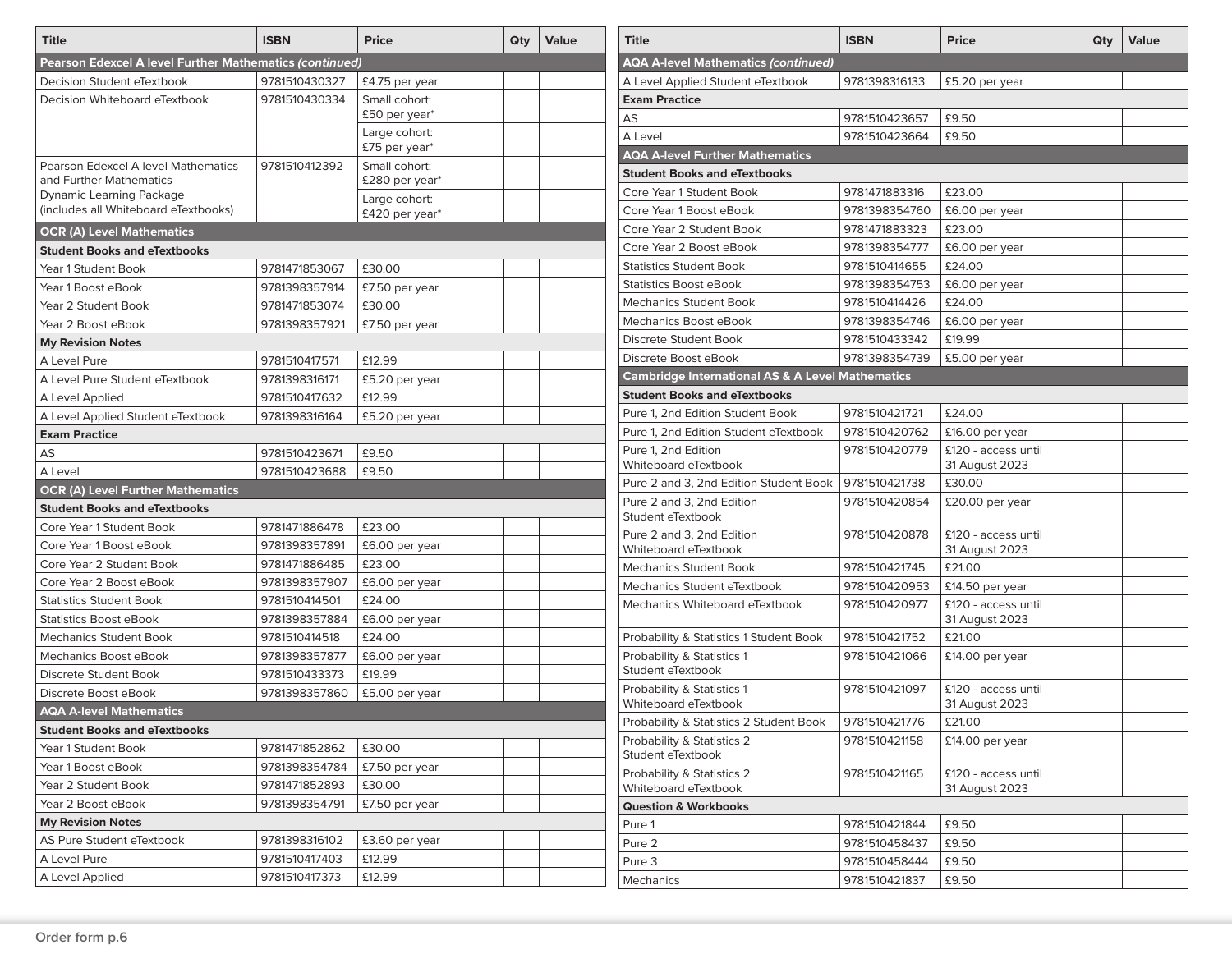| Title | ISBN | Price | Qty | Value |
|---|---|---|---|---|
| **Pearson Edexcel A level Further Mathematics *(continued)*** | | | | |
| Decision Student eTextbook | 9781510430327 | £4.75 per year | | |
| Decision Whiteboard eTextbook | 9781510430334 | Small cohort: £50 per year* | | |
| | | Large cohort: £75 per year* | | |
| Pearson Edexcel A level Mathematics and Further Mathematics Dynamic Learning Package (includes all Whiteboard eTextbooks) | 9781510412392 | Small cohort: £280 per year* | | |
| | | Large cohort: £420 per year* | | |
| **OCR (A) Level Mathematics** | | | | |
| **Student Books and eTextbooks** | | | | |
| Year 1 Student Book | 9781471853067 | £30.00 | | |
| Year 1 Boost eBook | 9781398357914 | £7.50 per year | | |
| Year 2 Student Book | 9781471853074 | £30.00 | | |
| Year 2 Boost eBook | 9781398357921 | £7.50 per year | | |
| **My Revision Notes** | | | | |
| A Level Pure | 9781510417571 | £12.99 | | |
| A Level Pure Student eTextbook | 9781398316171 | £5.20 per year | | |
| A Level Applied | 9781510417632 | £12.99 | | |
| A Level Applied Student eTextbook | 9781398316164 | £5.20 per year | | |
| **Exam Practice** | | | | |
| AS | 9781510423671 | £9.50 | | |
| A Level | 9781510423688 | £9.50 | | |
| **OCR (A) Level Further Mathematics** | | | | |
| **Student Books and eTextbooks** | | | | |
| Core Year 1 Student Book | 9781471886478 | £23.00 | | |
| Core Year 1 Boost eBook | 9781398357891 | £6.00 per year | | |
| Core Year 2 Student Book | 9781471886485 | £23.00 | | |
| Core Year 2 Boost eBook | 9781398357907 | £6.00 per year | | |
| Statistics Student Book | 9781510414501 | £24.00 | | |
| Statistics Boost eBook | 9781398357884 | £6.00 per year | | |
| Mechanics Student Book | 9781510414518 | £24.00 | | |
| Mechanics Boost eBook | 9781398357877 | £6.00 per year | | |
| Discrete Student Book | 9781510433373 | £19.99 | | |
| Discrete Boost eBook | 9781398357860 | £5.00 per year | | |
| **AQA A-level Mathematics** | | | | |
| **Student Books and eTextbooks** | | | | |
| Year 1 Student Book | 9781471852862 | £30.00 | | |
| Year 1 Boost eBook | 9781398354784 | £7.50 per year | | |
| Year 2 Student Book | 9781471852893 | £30.00 | | |
| Year 2 Boost eBook | 9781398354791 | £7.50 per year | | |
| **My Revision Notes** | | | | |
| AS Pure Student eTextbook | 9781398316102 | £3.60 per year | | |
| A Level Pure | 9781510417403 | £12.99 | | |
| A Level Applied | 9781510417373 | £12.99 | | |

| Title | ISBN | Price | Qty | Value |
|---|---|---|---|---|
| **AQA A-level Mathematics *(continued)*** | | | | |
| A Level Applied Student eTextbook | 9781398316133 | £5.20 per year | | |
| **Exam Practice** | | | | |
| AS | 9781510423657 | £9.50 | | |
| A Level | 9781510423664 | £9.50 | | |
| **AQA A-level Further Mathematics** | | | | |
| **Student Books and eTextbooks** | | | | |
| Core Year 1 Student Book | 9781471883316 | £23.00 | | |
| Core Year 1 Boost eBook | 9781398354760 | £6.00 per year | | |
| Core Year 2 Student Book | 9781471883323 | £23.00 | | |
| Core Year 2 Boost eBook | 9781398354777 | £6.00 per year | | |
| Statistics Student Book | 9781510414655 | £24.00 | | |
| Statistics Boost eBook | 9781398354753 | £6.00 per year | | |
| Mechanics Student Book | 9781510414426 | £24.00 | | |
| Mechanics Boost eBook | 9781398354746 | £6.00 per year | | |
| Discrete Student Book | 9781510433342 | £19.99 | | |
| Discrete Boost eBook | 9781398354739 | £5.00 per year | | |
| **Cambridge International AS & A Level Mathematics** | | | | |
| **Student Books and eTextbooks** | | | | |
| Pure 1, 2nd Edition Student Book | 9781510421721 | £24.00 | | |
| Pure 1, 2nd Edition Student eTextbook | 9781510420762 | £16.00 per year | | |
| Pure 1, 2nd Edition Whiteboard eTextbook | 9781510420779 | £120 - access until 31 August 2023 | | |
| Pure 2 and 3, 2nd Edition Student Book | 9781510421738 | £30.00 | | |
| Pure 2 and 3, 2nd Edition Student eTextbook | 9781510420854 | £20.00 per year | | |
| Pure 2 and 3, 2nd Edition Whiteboard eTextbook | 9781510420878 | £120 - access until 31 August 2023 | | |
| Mechanics Student Book | 9781510421745 | £21.00 | | |
| Mechanics Student eTextbook | 9781510420953 | £14.50 per year | | |
| Mechanics Whiteboard eTextbook | 9781510420977 | £120 - access until 31 August 2023 | | |
| Probability & Statistics 1 Student Book | 9781510421752 | £21.00 | | |
| Probability & Statistics 1 Student eTextbook | 9781510421066 | £14.00 per year | | |
| Probability & Statistics 1 Whiteboard eTextbook | 9781510421097 | £120 - access until 31 August 2023 | | |
| Probability & Statistics 2 Student Book | 9781510421776 | £21.00 | | |
| Probability & Statistics 2 Student eTextbook | 9781510421158 | £14.00 per year | | |
| Probability & Statistics 2 Whiteboard eTextbook | 9781510421165 | £120 - access until 31 August 2023 | | |
| **Question & Workbooks** | | | | |
| Pure 1 | 9781510421844 | £9.50 | | |
| Pure 2 | 9781510458437 | £9.50 | | |
| Pure 3 | 9781510458444 | £9.50 | | |
| Mechanics | 9781510421837 | £9.50 | | |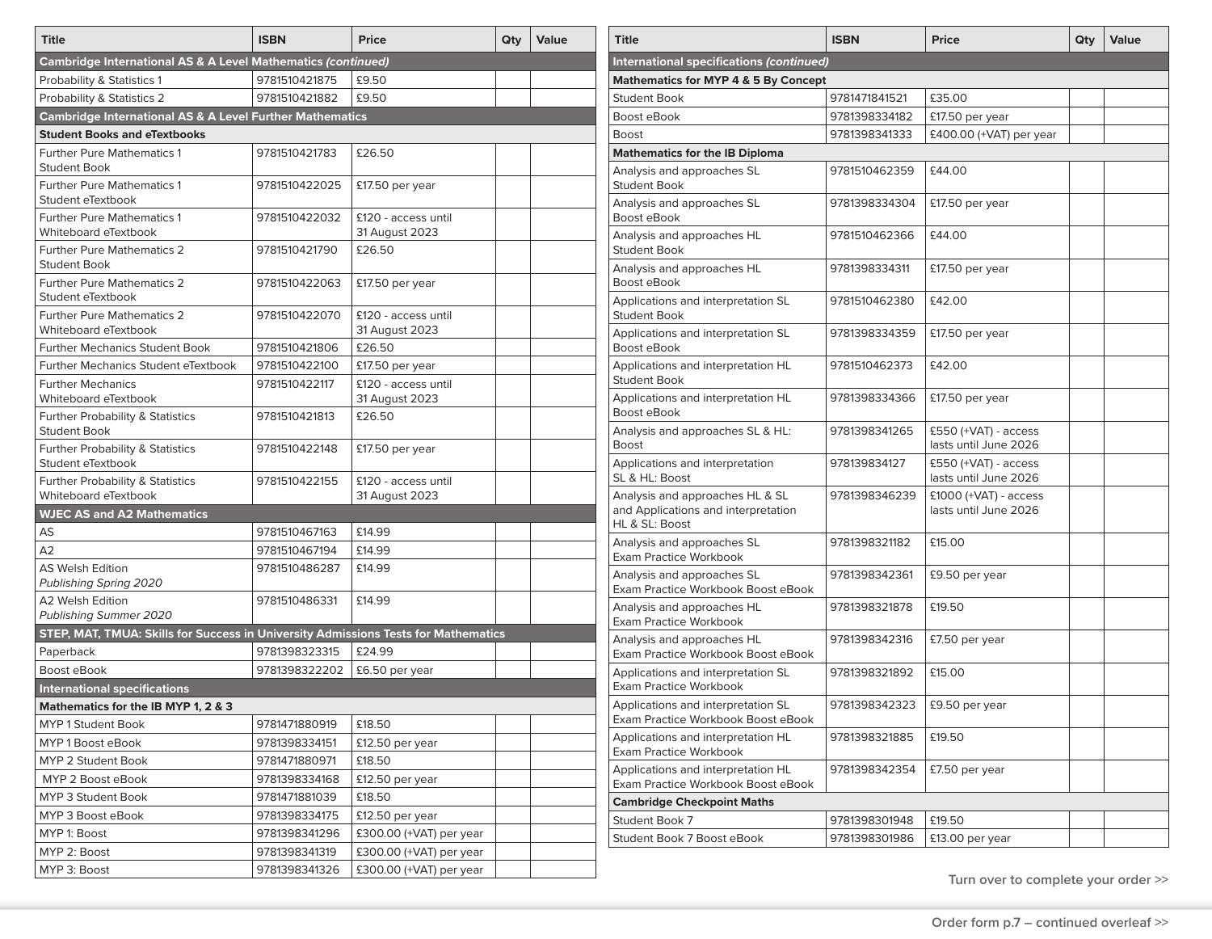| Title | ISBN | Price | Qty | Value |
|---|---|---|---|---|
| **Cambridge International AS & A Level Mathematics *(continued)*** | | | | |
| Probability & Statistics 1 | 9781510421875 | £9.50 | | |
| Probability & Statistics 2 | 9781510421882 | £9.50 | | |
| **Cambridge International AS & A Level Further Mathematics** | | | | |
| **Student Books and eTextbooks** | | | | |
| Further Pure Mathematics 1 Student Book | 9781510421783 | £26.50 | | |
| Further Pure Mathematics 1 Student eTextbook | 9781510422025 | £17.50 per year | | |
| Further Pure Mathematics 1 Whiteboard eTextbook | 9781510422032 | £120 - access until 31 August 2023 | | |
| Further Pure Mathematics 2 Student Book | 9781510421790 | £26.50 | | |
| Further Pure Mathematics 2 Student eTextbook | 9781510422063 | £17.50 per year | | |
| Further Pure Mathematics 2 Whiteboard eTextbook | 9781510422070 | £120 - access until 31 August 2023 | | |
| Further Mechanics Student Book | 9781510421806 | £26.50 | | |
| Further Mechanics Student eTextbook | 9781510422100 | £17.50 per year | | |
| Further Mechanics Whiteboard eTextbook | 9781510422117 | £120 - access until 31 August 2023 | | |
| Further Probability & Statistics Student Book | 9781510421813 | £26.50 | | |
| Further Probability & Statistics Student eTextbook | 9781510422148 | £17.50 per year | | |
| Further Probability & Statistics Whiteboard eTextbook | 9781510422155 | £120 - access until 31 August 2023 | | |
| **WJEC AS and A2 Mathematics** | | | | |
| AS | 9781510467163 | £14.99 | | |
| A2 | 9781510467194 | £14.99 | | |
| AS Welsh Edition *Publishing Spring 2020* | 9781510486287 | £14.99 | | |
| A2 Welsh Edition *Publishing Summer 2020* | 9781510486331 | £14.99 | | |
| **STEP, MAT, TMUA: Skills for Success in University Admissions Tests for Mathematics** | | | | |
| Paperback | 9781398323315 | £24.99 | | |
| Boost eBook | 9781398322202 | £6.50 per year | | |
| **International specifications** | | | | |
| **Mathematics for the IB MYP 1, 2 & 3** | | | | |
| MYP 1 Student Book | 9781471880919 | £18.50 | | |
| MYP 1 Boost eBook | 9781398334151 | £12.50 per year | | |
| MYP 2 Student Book | 9781471880971 | £18.50 | | |
| MYP 2 Boost eBook | 9781398334168 | £12.50 per year | | |
| MYP 3 Student Book | 9781471881039 | £18.50 | | |
| MYP 3 Boost eBook | 9781398334175 | £12.50 per year | | |
| MYP 1: Boost | 9781398341296 | £300.00 (+VAT) per year | | |
| MYP 2: Boost | 9781398341319 | £300.00 (+VAT) per year | | |
| MYP 3: Boost | 9781398341326 | £300.00 (+VAT) per year | | |

| Title | ISBN | Price | Qty | Value |
|---|---|---|---|---|
| **International specifications *(continued)*** | | | | |
| **Mathematics for MYP 4 & 5 By Concept** | | | | |
| Student Book | 9781471841521 | £35.00 | | |
| Boost eBook | 9781398334182 | £17.50 per year | | |
| Boost | 9781398341333 | £400.00 (+VAT) per year | | |
| **Mathematics for the IB Diploma** | | | | |
| Analysis and approaches SL Student Book | 9781510462359 | £44.00 | | |
| Analysis and approaches SL Boost eBook | 9781398334304 | £17.50 per year | | |
| Analysis and approaches HL Student Book | 9781510462366 | £44.00 | | |
| Analysis and approaches HL Boost eBook | 9781398334311 | £17.50 per year | | |
| Applications and interpretation SL Student Book | 9781510462380 | £42.00 | | |
| Applications and interpretation SL Boost eBook | 9781398334359 | £17.50 per year | | |
| Applications and interpretation HL Student Book | 9781510462373 | £42.00 | | |
| Applications and interpretation HL Boost eBook | 9781398334366 | £17.50 per year | | |
| Analysis and approaches SL & HL: Boost | 9781398341265 | £550 (+VAT) - access lasts until June 2026 | | |
| Applications and interpretation SL & HL: Boost | 978139834127 | £550 (+VAT) - access lasts until June 2026 | | |
| Analysis and approaches HL & SL and Applications and interpretation HL & SL: Boost | 9781398346239 | £1000 (+VAT) - access lasts until June 2026 | | |
| Analysis and approaches SL Exam Practice Workbook | 9781398321182 | £15.00 | | |
| Analysis and approaches SL Exam Practice Workbook Boost eBook | 9781398342361 | £9.50 per year | | |
| Analysis and approaches HL Exam Practice Workbook | 9781398321878 | £19.50 | | |
| Analysis and approaches HL Exam Practice Workbook Boost eBook | 9781398342316 | £7.50 per year | | |
| Applications and interpretation SL Exam Practice Workbook | 9781398321892 | £15.00 | | |
| Applications and interpretation SL Exam Practice Workbook Boost eBook | 9781398342323 | £9.50 per year | | |
| Applications and interpretation HL Exam Practice Workbook | 9781398321885 | £19.50 | | |
| Applications and interpretation HL Exam Practice Workbook Boost eBook | 9781398342354 | £7.50 per year | | |
| **Cambridge Checkpoint Maths** | | | | |
| Student Book 7 | 9781398301948 | £19.50 | | |
| Student Book 7 Boost eBook | 9781398301986 | £13.00 per year | | |

Turn over to complete your order >>

Order form p.7 – continued overleaf >>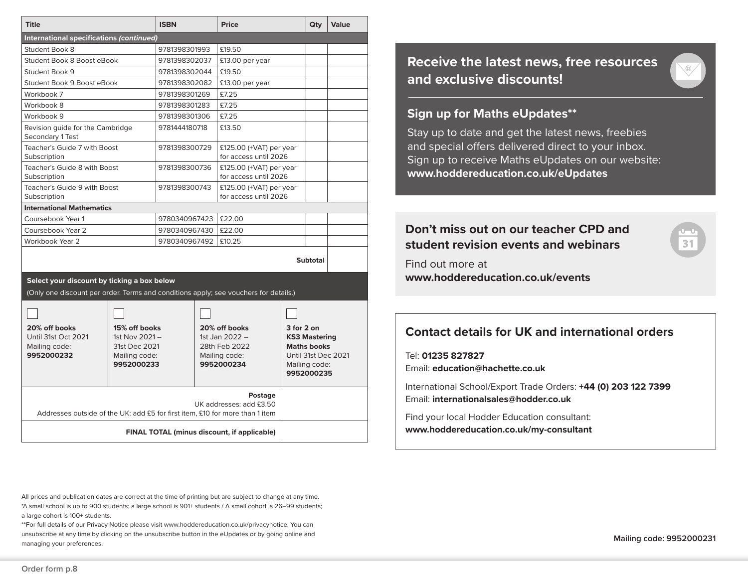| Title | ISBN | Price | Qty | Value |
|---|---|---|---|---|
| **International specifications *(continued)*** | | | | |
| Student Book 8 | 9781398301993 | £19.50 | | |
| Student Book 8 Boost eBook | 9781398302037 | £13.00 per year | | |
| Student Book 9 | 9781398302044 | £19.50 | | |
| Student Book 9 Boost eBook | 9781398302082 | £13.00 per year | | |
| Workbook 7 | 9781398301269 | £7.25 | | |
| Workbook 8 | 9781398301283 | £7.25 | | |
| Workbook 9 | 9781398301306 | £7.25 | | |
| Revision guide for the Cambridge Secondary 1 Test | 9781444180718 | £13.50 | | |
| Teacher's Guide 7 with Boost Subscription | 9781398300729 | £125.00 (+VAT) per year for access until 2026 | | |
| Teacher's Guide 8 with Boost Subscription | 9781398300736 | £125.00 (+VAT) per year for access until 2026 | | |
| Teacher's Guide 9 with Boost Subscription | 9781398300743 | £125.00 (+VAT) per year for access until 2026 | | |
| **International Mathematics** | | | | |
| Coursebook Year 1 | 9780340967423 | £22.00 | | |
| Coursebook Year 2 | 9780340967430 | £22.00 | | |
| Workbook Year 2 | 9780340967492 | £10.25 | | |
| | | | **Subtotal** | |

**Select your discount by ticking a box below**

(Only one discount per order. Terms and conditions apply; see vouchers for details.)

| | | | |
|---|---|---|---|
| ☐ **20% off books** Until 31st Oct 2021 Mailing code: **9952000232** | ☐ **15% off books** 1st Nov 2021 – 31st Dec 2021 Mailing code: **9952000233** | ☐ **20% off books** 1st Jan 2022 – 28th Feb 2022 Mailing code: **9952000234** | ☐ **3 for 2 on KS3 Mastering Maths books** Until 31st Dec 2021 Mailing code: **9952000235** |

| | |
|---|---|
| **Postage** UK addresses: add £3.50 Addresses outside of the UK: add £5 for first item, £10 for more than 1 item | |
| **FINAL TOTAL (minus discount, if applicable)** | |

## Receive the latest news, free resources and exclusive discounts!

### Sign up for Maths eUpdates**

Stay up to date and get the latest news, freebies and special offers delivered direct to your inbox. Sign up to receive Maths eUpdates on our website: **www.hoddereducation.co.uk/eUpdates**

## Don't miss out on our teacher CPD and student revision events and webinars

Find out more at **www.hoddereducation.co.uk/events**

## Contact details for UK and international orders

Tel: **01235 827827**
Email: **education@hachette.co.uk**

International School/Export Trade Orders: **+44 (0) 203 122 7399**
Email: **internationalsales@hodder.co.uk**

Find your local Hodder Education consultant:
**www.hoddereducation.co.uk/my-consultant**

All prices and publication dates are correct at the time of printing but are subject to change at any time.
*A small school is up to 900 students; a large school is 901+ students / A small cohort is 26–99 students; a large cohort is 100+ students.
**For full details of our Privacy Notice please visit www.hoddereducation.co.uk/privacynotice. You can unsubscribe at any time by clicking on the unsubscribe button in the eUpdates or by going online and managing your preferences.

**Mailing code: 9952000231**